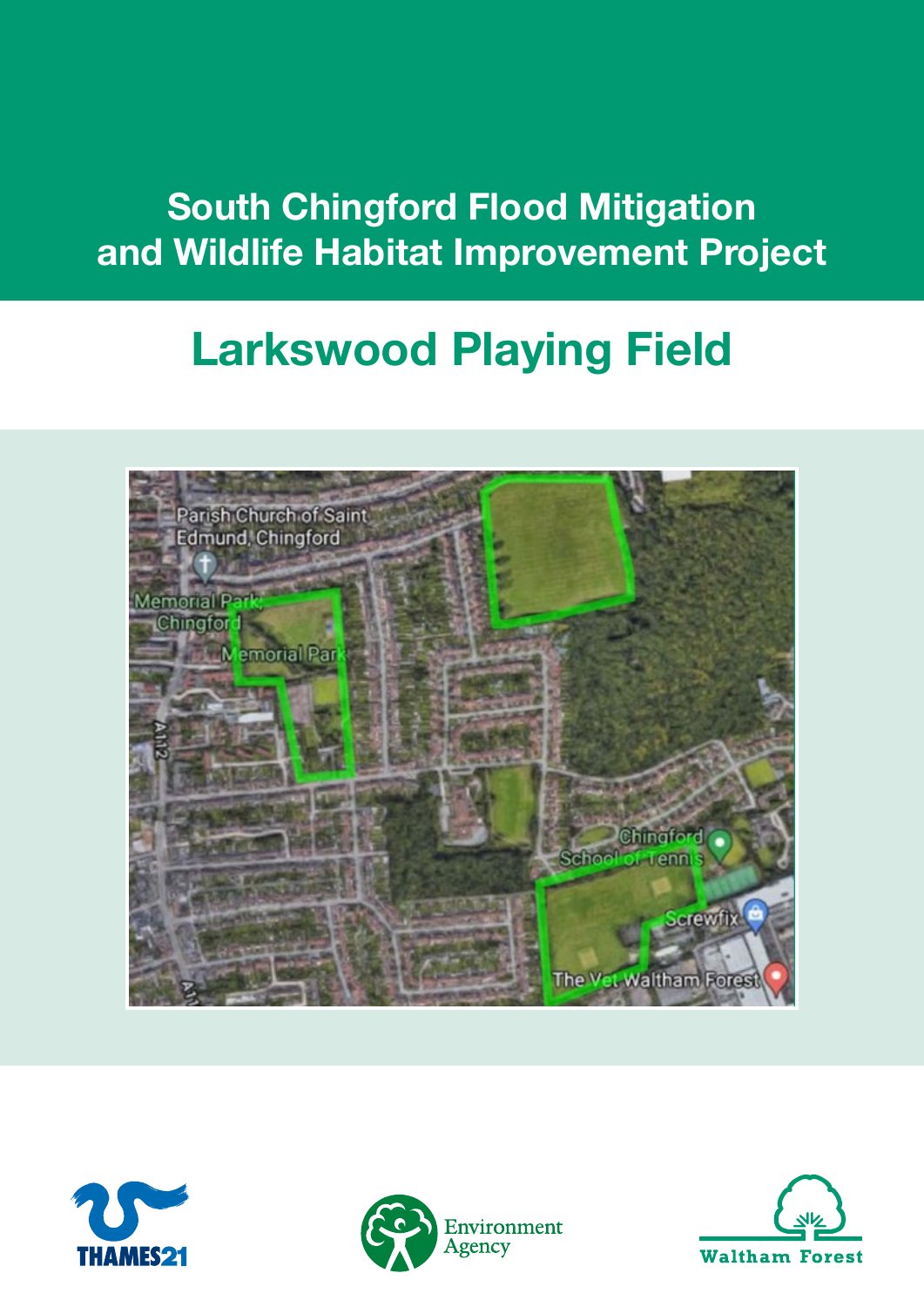# South Chingford Flood Mitigation and Wildlife Habitat Improvement Project

## Larkswood Playing Field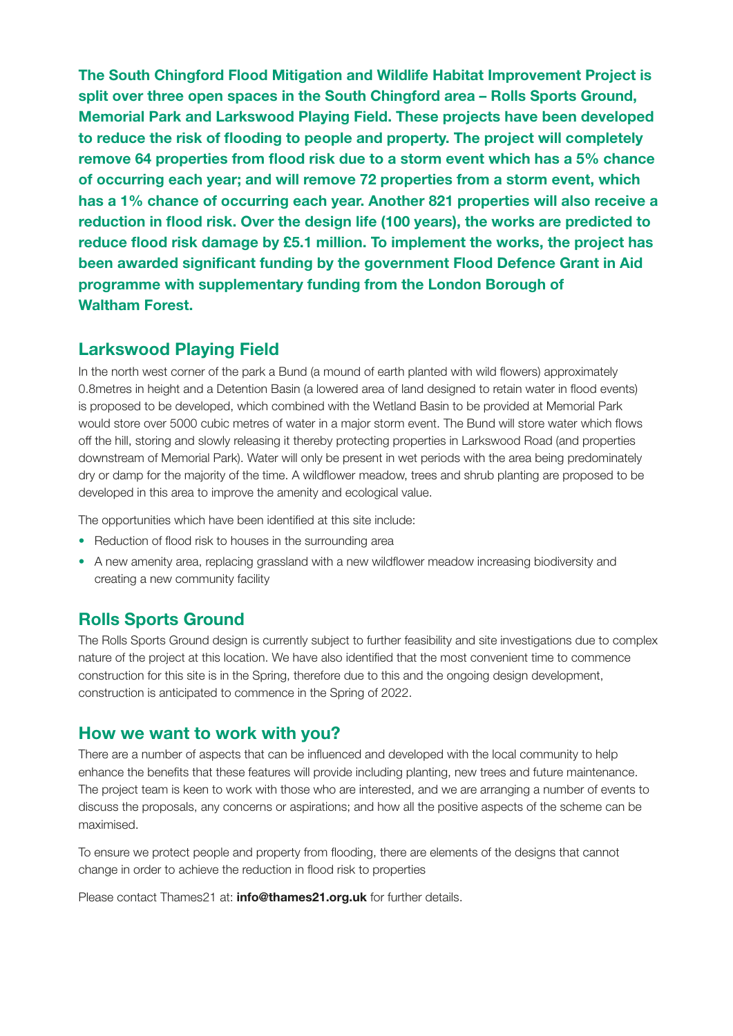**The South Chingford Flood Mitigation and Wildlife Habitat Improvement Project is split over three open spaces in the South Chingford area – Rolls Sports Ground, Memorial Park and Larkswood Playing Field. These projects have been developed to reduce the risk of flooding to people and property. The project will completely remove 64 properties from flood risk due to a storm event which has a 5% chance of occurring each year; and will remove 72 properties from a storm event, which has a 1% chance of occurring each year. Another 821 properties will also receive a reduction in flood risk. Over the design life (100 years), the works are predicted to reduce flood risk damage by £5.1 million. To implement the works, the project has been awarded significant funding by the government Flood Defence Grant in Aid programme with supplementary funding from the London Borough of Waltham Forest.**

## Larkswood Playing Field

In the north west corner of the park a Bund (a mound of earth planted with wild flowers) approximately 0.8metres in height and a Detention Basin (a lowered area of land designed to retain water in flood events) is proposed to be developed, which combined with the Wetland Basin to be provided at Memorial Park would store over 5000 cubic metres of water in a major storm event. The Bund will store water which flows off the hill, storing and slowly releasing it thereby protecting properties in Larkswood Road (and properties downstream of Memorial Park). Water will only be present in wet periods with the area being predominately dry or damp for the majority of the time. A wildflower meadow, trees and shrub planting are proposed to be developed in this area to improve the amenity and ecological value.

The opportunities which have been identified at this site include:

- Reduction of flood risk to houses in the surrounding area
- A new amenity area, replacing grassland with a new wildflower meadow increasing biodiversity and creating a new community facility

## Rolls Sports Ground

The Rolls Sports Ground design is currently subject to further feasibility and site investigations due to complex nature of the project at this location. We have also identified that the most convenient time to commence construction for this site is in the Spring, therefore due to this and the ongoing design development, construction is anticipated to commence in the Spring of 2022.

## How we want to work with you?

There are a number of aspects that can be influenced and developed with the local community to help enhance the benefits that these features will provide including planting, new trees and future maintenance. The project team is keen to work with those who are interested, and we are arranging a number of events to discuss the proposals, any concerns or aspirations; and how all the positive aspects of the scheme can be maximised.

To ensure we protect people and property from flooding, there are elements of the designs that cannot change in order to achieve the reduction in flood risk to properties

Please contact Thames21 at: **info@thames21.org.uk** for further details.